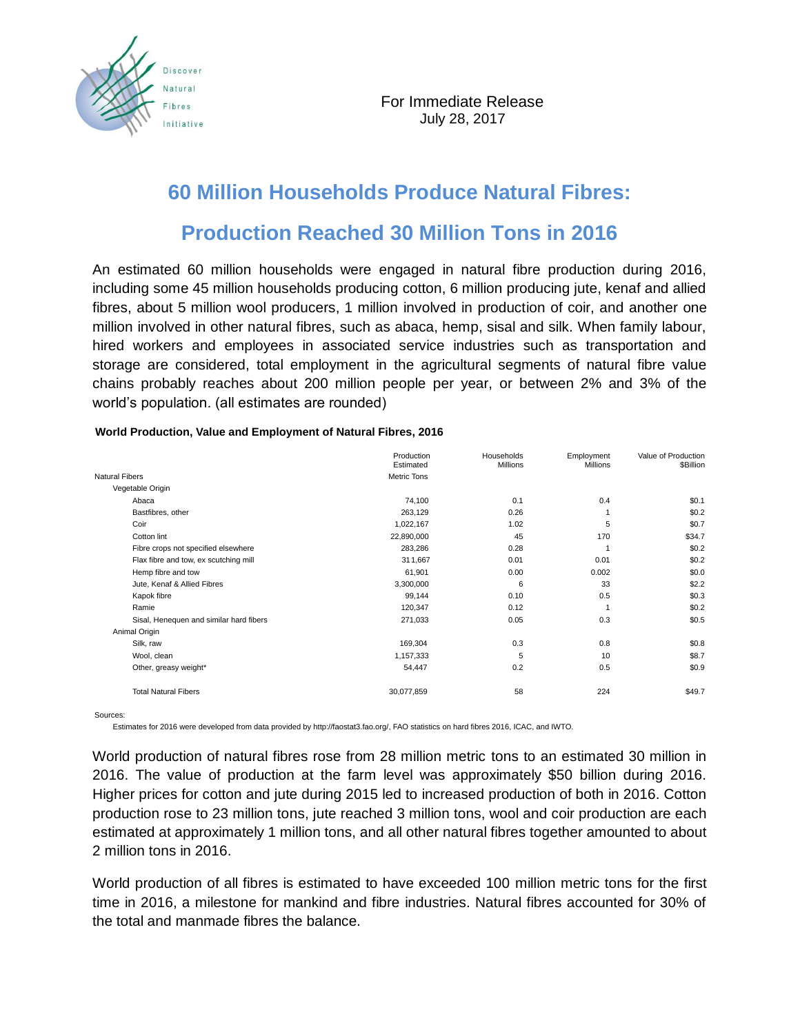Discover Natural Fibres Initiative

For Immediate Release
July 28, 2017

# 60 Million Households Produce Natural Fibres:

# Production Reached 30 Million Tons in 2016

An estimated 60 million households were engaged in natural fibre production during 2016, including some 45 million households producing cotton, 6 million producing jute, kenaf and allied fibres, about 5 million wool producers, 1 million involved in production of coir, and another one million involved in other natural fibres, such as abaca, hemp, sisal and silk. When family labour, hired workers and employees in associated service industries such as transportation and storage are considered, total employment in the agricultural segments of natural fibre value chains probably reaches about 200 million people per year, or between 2% and 3% of the world's population. (all estimates are rounded)

**World Production, Value and Employment of Natural Fibres, 2016**

| | Production Estimated | Households Millions | Employment Millions | Value of Production $Billion |
|---|---|---|---|---|
| Natural Fibers | Metric Tons | | | |
| Vegetable Origin | | | | |
| Abaca | 74,100 | 0.1 | 0.4 | $0.1 |
| Bastfibres, other | 263,129 | 0.26 | 1 | $0.2 |
| Coir | 1,022,167 | 1.02 | 5 | $0.7 |
| Cotton lint | 22,890,000 | 45 | 170 | $34.7 |
| Fibre crops not specified elsewhere | 283,286 | 0.28 | 1 | $0.2 |
| Flax fibre and tow, ex scutching mill | 311,667 | 0.01 | 0.01 | $0.2 |
| Hemp fibre and tow | 61,901 | 0.00 | 0.002 | $0.0 |
| Jute, Kenaf & Allied Fibres | 3,300,000 | 6 | 33 | $2.2 |
| Kapok fibre | 99,144 | 0.10 | 0.5 | $0.3 |
| Ramie | 120,347 | 0.12 | 1 | $0.2 |
| Sisal, Henequen and similar hard fibers | 271,033 | 0.05 | 0.3 | $0.5 |
| Animal Origin | | | | |
| Silk, raw | 169,304 | 0.3 | 0.8 | $0.8 |
| Wool, clean | 1,157,333 | 5 | 10 | $8.7 |
| Other, greasy weight* | 54,447 | 0.2 | 0.5 | $0.9 |
| Total Natural Fibers | 30,077,859 | 58 | 224 | $49.7 |

Sources:
Estimates for 2016 were developed from data provided by http://faostat3.fao.org/, FAO statistics on hard fibres 2016, ICAC, and IWTO.

World production of natural fibres rose from 28 million metric tons to an estimated 30 million in 2016. The value of production at the farm level was approximately $50 billion during 2016. Higher prices for cotton and jute during 2015 led to increased production of both in 2016. Cotton production rose to 23 million tons, jute reached 3 million tons, wool and coir production are each estimated at approximately 1 million tons, and all other natural fibres together amounted to about 2 million tons in 2016.

World production of all fibres is estimated to have exceeded 100 million metric tons for the first time in 2016, a milestone for mankind and fibre industries. Natural fibres accounted for 30% of the total and manmade fibres the balance.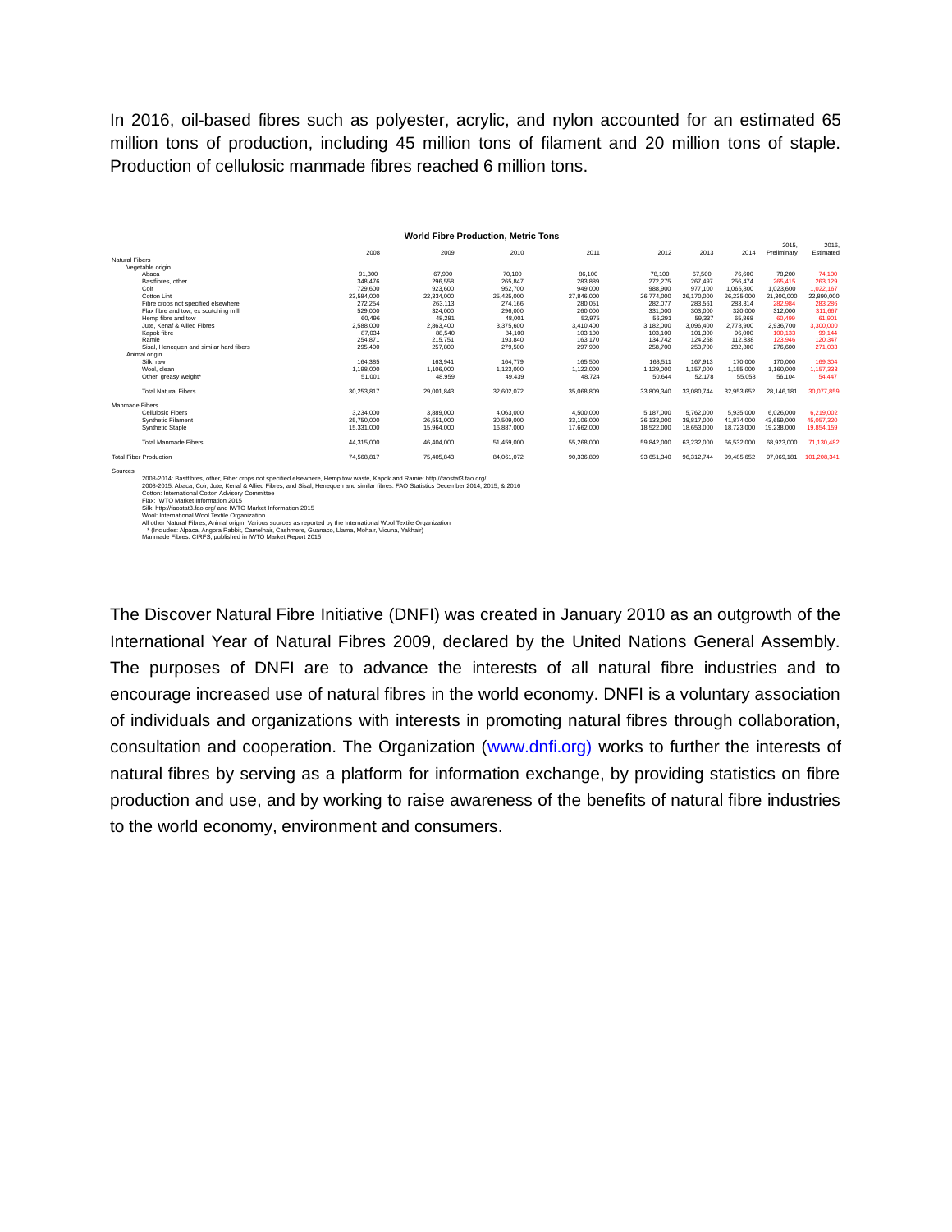In 2016, oil-based fibres such as polyester, acrylic, and nylon accounted for an estimated 65 million tons of production, including 45 million tons of filament and 20 million tons of staple. Production of cellulosic manmade fibres reached 6 million tons.

**World Fibre Production, Metric Tons**

| | 2008 | 2009 | 2010 | 2011 | 2012 | 2013 | 2014 | 2015, Preliminary | 2016, Estimated |
|---|---|---|---|---|---|---|---|---|---|
| Natural Fibers | | | | | | | | | |
| Vegetable origin | | | | | | | | | |
| Abaca | 91,300 | 67,900 | 70,100 | 86,100 | 78,100 | 67,500 | 76,600 | 78,200 | 74,100 |
| Bastfibres, other | 348,476 | 296,558 | 265,847 | 283,889 | 272,275 | 267,497 | 256,474 | 265,415 | 263,129 |
| Coir | 729,600 | 923,600 | 952,700 | 949,000 | 988,900 | 977,100 | 1,065,800 | 1,023,600 | 1,022,167 |
| Cotton Lint | 23,584,000 | 22,334,000 | 25,425,000 | 27,846,000 | 26,774,000 | 26,170,000 | 26,235,000 | 21,300,000 | 22,890,000 |
| Fibre crops not specified elsewhere | 272,254 | 263,113 | 274,166 | 280,051 | 282,077 | 283,561 | 283,314 | 282,984 | 283,286 |
| Flax fibre and tow, ex scutching mill | 529,000 | 324,000 | 296,000 | 260,000 | 331,000 | 303,000 | 320,000 | 312,000 | 311,667 |
| Hemp fibre and tow | 60,496 | 48,281 | 48,001 | 52,975 | 56,291 | 59,337 | 65,868 | 60,499 | 61,901 |
| Jute, Kenaf & Allied Fibres | 2,588,000 | 2,863,400 | 3,375,600 | 3,410,400 | 3,182,000 | 3,096,400 | 2,778,900 | 2,936,700 | 3,300,000 |
| Kapok fibre | 87,034 | 88,540 | 84,100 | 103,100 | 103,100 | 101,300 | 96,000 | 100,133 | 99,144 |
| Ramie | 254,871 | 215,751 | 193,840 | 163,170 | 134,742 | 124,258 | 112,838 | 123,946 | 120,347 |
| Sisal, Henequen and similar hard fibers | 295,400 | 257,800 | 279,500 | 297,900 | 258,700 | 253,700 | 282,800 | 276,600 | 271,033 |
| Animal origin | | | | | | | | | |
| Silk, raw | 164,385 | 163,941 | 164,779 | 165,500 | 168,511 | 167,913 | 170,000 | 170,000 | 169,304 |
| Wool, clean | 1,198,000 | 1,106,000 | 1,123,000 | 1,122,000 | 1,129,000 | 1,157,000 | 1,155,000 | 1,160,000 | 1,157,333 |
| Other, greasy weight* | 51,001 | 48,959 | 49,439 | 48,724 | 50,644 | 52,178 | 55,058 | 56,104 | 54,447 |
| Total Natural Fibers | 30,253,817 | 29,001,843 | 32,602,072 | 35,068,809 | 33,809,340 | 33,080,744 | 32,953,652 | 28,146,181 | 30,077,859 |
| Manmade Fibers | | | | | | | | | |
| Cellulosic Fibers | 3,234,000 | 3,889,000 | 4,063,000 | 4,500,000 | 5,187,000 | 5,762,000 | 5,935,000 | 6,026,000 | 6,219,002 |
| Synthetic Filament | 25,750,000 | 26,551,000 | 30,509,000 | 33,106,000 | 36,133,000 | 38,817,000 | 41,874,000 | 43,659,000 | 45,057,320 |
| Synthetic Staple | 15,331,000 | 15,964,000 | 16,887,000 | 17,662,000 | 18,522,000 | 18,653,000 | 18,723,000 | 19,238,000 | 19,854,159 |
| Total Manmade Fibers | 44,315,000 | 46,404,000 | 51,459,000 | 55,268,000 | 59,842,000 | 63,232,000 | 66,532,000 | 68,923,000 | 71,130,482 |
| Total Fiber Production | 74,568,817 | 75,405,843 | 84,061,072 | 90,336,809 | 93,651,340 | 96,312,744 | 99,485,652 | 97,069,181 | 101,208,341 |

Sources

2008-2014: Bastfibres, other, Fiber crops not specified elsewhere, Hemp tow waste, Kapok and Ramie: http://faostat3.fao.org/
2008-2015: Abaca, Coir, Jute, Kenaf & Allied Fibres, and Sisal, Henequen and similar fibres: FAO Statistics December 2014, 2015, & 2016
Cotton: International Cotton Advisory Committee
Flax: IWTO Market Information 2015
Silk: http://faostat3.fao.org/ and IWTO Market Information 2015
Wool: International Wool Textile Organization
All other Natural Fibres, Animal origin: Various sources as reported by the International Wool Textile Organization
\* (Includes: Alpaca, Angora Rabbit, Camelhair, Cashmere, Guanaco, Llama, Mohair, Vicuna, Yakhair)
Manmade Fibres: CIRFS, published in IWTO Market Report 2015

The Discover Natural Fibre Initiative (DNFI) was created in January 2010 as an outgrowth of the International Year of Natural Fibres 2009, declared by the United Nations General Assembly. The purposes of DNFI are to advance the interests of all natural fibre industries and to encourage increased use of natural fibres in the world economy. DNFI is a voluntary association of individuals and organizations with interests in promoting natural fibres through collaboration, consultation and cooperation. The Organization (www.dnfi.org) works to further the interests of natural fibres by serving as a platform for information exchange, by providing statistics on fibre production and use, and by working to raise awareness of the benefits of natural fibre industries to the world economy, environment and consumers.